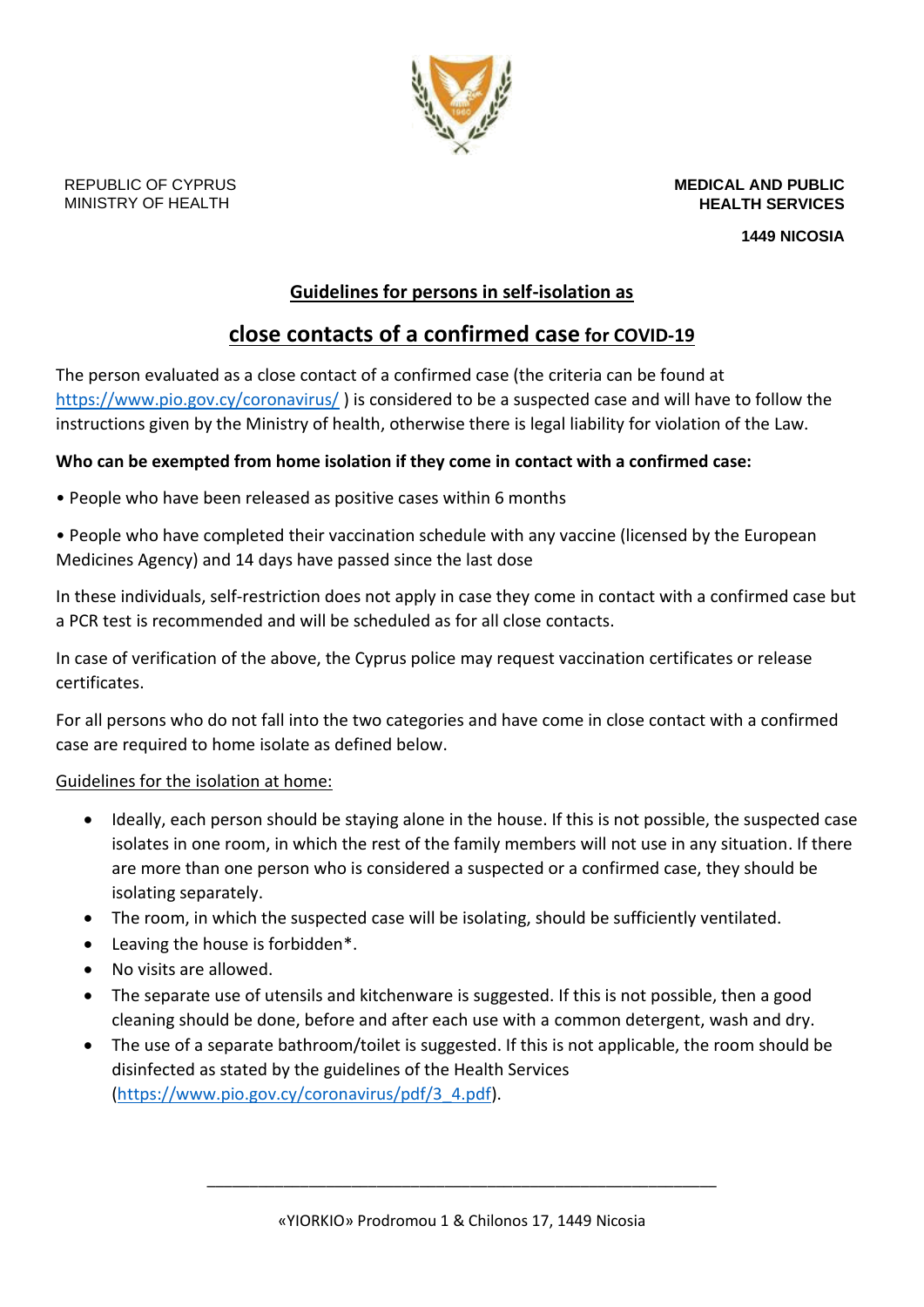REPUBLIC OF CYPRUS
MINISTRY OF HEALTH

**MEDICAL AND PUBLIC HEALTH SERVICES**

**1449 NICOSIA**

# Guidelines for persons in self-isolation as close contacts of a confirmed case for COVID-19

The person evaluated as a close contact of a confirmed case (the criteria can be found at https://www.pio.gov.cy/coronavirus/ ) is considered to be a suspected case and will have to follow the instructions given by the Ministry of health, otherwise there is legal liability for violation of the Law.

**Who can be exempted from home isolation if they come in contact with a confirmed case:**

• People who have been released as positive cases within 6 months

• People who have completed their vaccination schedule with any vaccine (licensed by the European Medicines Agency) and 14 days have passed since the last dose

In these individuals, self-restriction does not apply in case they come in contact with a confirmed case but a PCR test is recommended and will be scheduled as for all close contacts.

In case of verification of the above, the Cyprus police may request vaccination certificates or release certificates.

For all persons who do not fall into the two categories and have come in close contact with a confirmed case are required to home isolate as defined below.

Guidelines for the isolation at home:

- Ideally, each person should be staying alone in the house. If this is not possible, the suspected case isolates in one room, in which the rest of the family members will not use in any situation. If there are more than one person who is considered a suspected or a confirmed case, they should be isolating separately.
- The room, in which the suspected case will be isolating, should be sufficiently ventilated.
- Leaving the house is forbidden*.
- No visits are allowed.
- The separate use of utensils and kitchenware is suggested. If this is not possible, then a good cleaning should be done, before and after each use with a common detergent, wash and dry.
- The use of a separate bathroom/toilet is suggested. If this is not applicable, the room should be disinfected as stated by the guidelines of the Health Services (https://www.pio.gov.cy/coronavirus/pdf/3_4.pdf).

«YIORKIO» Prodromou 1 & Chilonos 17, 1449 Nicosia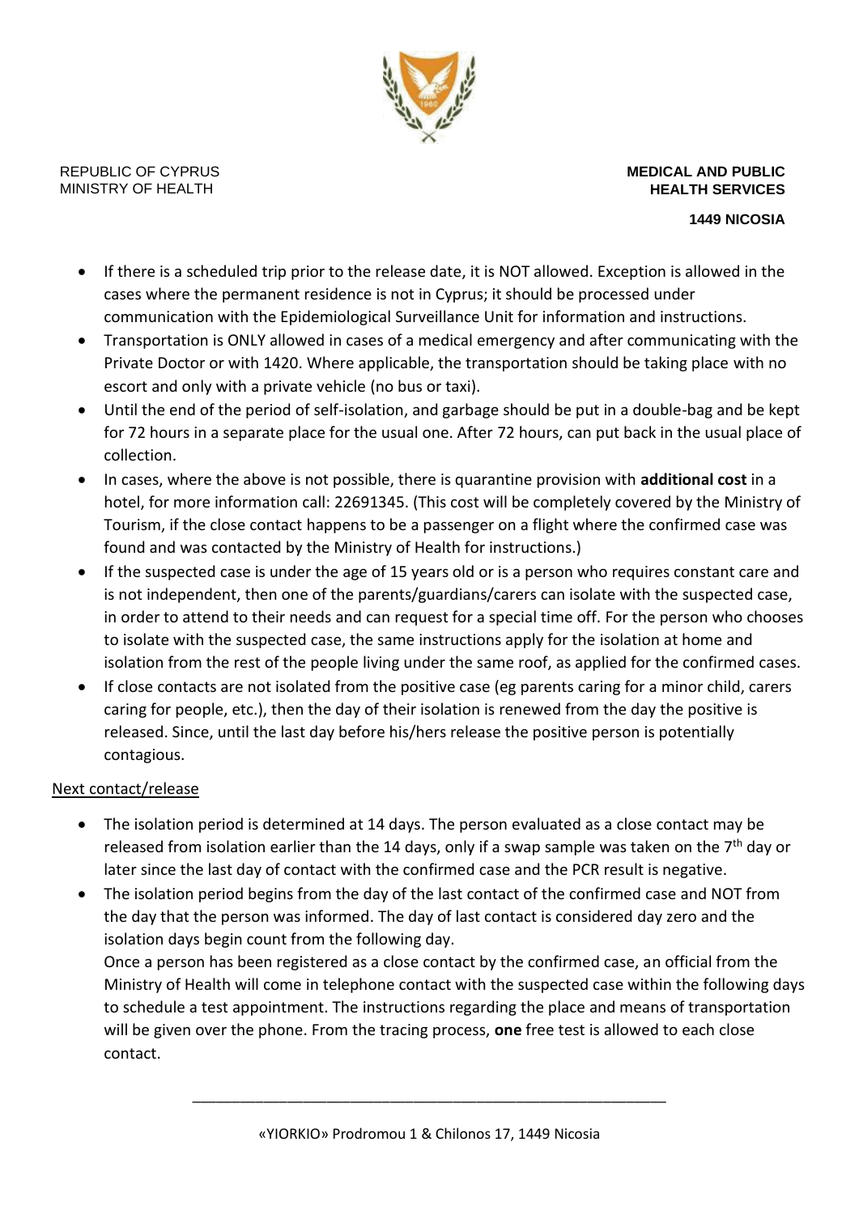- If there is a scheduled trip prior to the release date, it is NOT allowed. Exception is allowed in the cases where the permanent residence is not in Cyprus; it should be processed under communication with the Epidemiological Surveillance Unit for information and instructions.
- Transportation is ONLY allowed in cases of a medical emergency and after communicating with the Private Doctor or with 1420. Where applicable, the transportation should be taking place with no escort and only with a private vehicle (no bus or taxi).
- Until the end of the period of self-isolation, and garbage should be put in a double-bag and be kept for 72 hours in a separate place for the usual one. After 72 hours, can put back in the usual place of collection.
- In cases, where the above is not possible, there is quarantine provision with **additional cost** in a hotel, for more information call: 22691345. (This cost will be completely covered by the Ministry of Tourism, if the close contact happens to be a passenger on a flight where the confirmed case was found and was contacted by the Ministry of Health for instructions.)
- If the suspected case is under the age of 15 years old or is a person who requires constant care and is not independent, then one of the parents/guardians/carers can isolate with the suspected case, in order to attend to their needs and can request for a special time off. For the person who chooses to isolate with the suspected case, the same instructions apply for the isolation at home and isolation from the rest of the people living under the same roof, as applied for the confirmed cases.
- If close contacts are not isolated from the positive case (eg parents caring for a minor child, carers caring for people, etc.), then the day of their isolation is renewed from the day the positive is released. Since, until the last day before his/hers release the positive person is potentially contagious.

Next contact/release

- The isolation period is determined at 14 days. The person evaluated as a close contact may be released from isolation earlier than the 14 days, only if a swap sample was taken on the 7th day or later since the last day of contact with the confirmed case and the PCR result is negative.
- The isolation period begins from the day of the last contact of the confirmed case and NOT from the day that the person was informed. The day of last contact is considered day zero and the isolation days begin count from the following day.

  Once a person has been registered as a close contact by the confirmed case, an official from the Ministry of Health will come in telephone contact with the suspected case within the following days to schedule a test appointment. The instructions regarding the place and means of transportation will be given over the phone. From the tracing process, **one** free test is allowed to each close contact.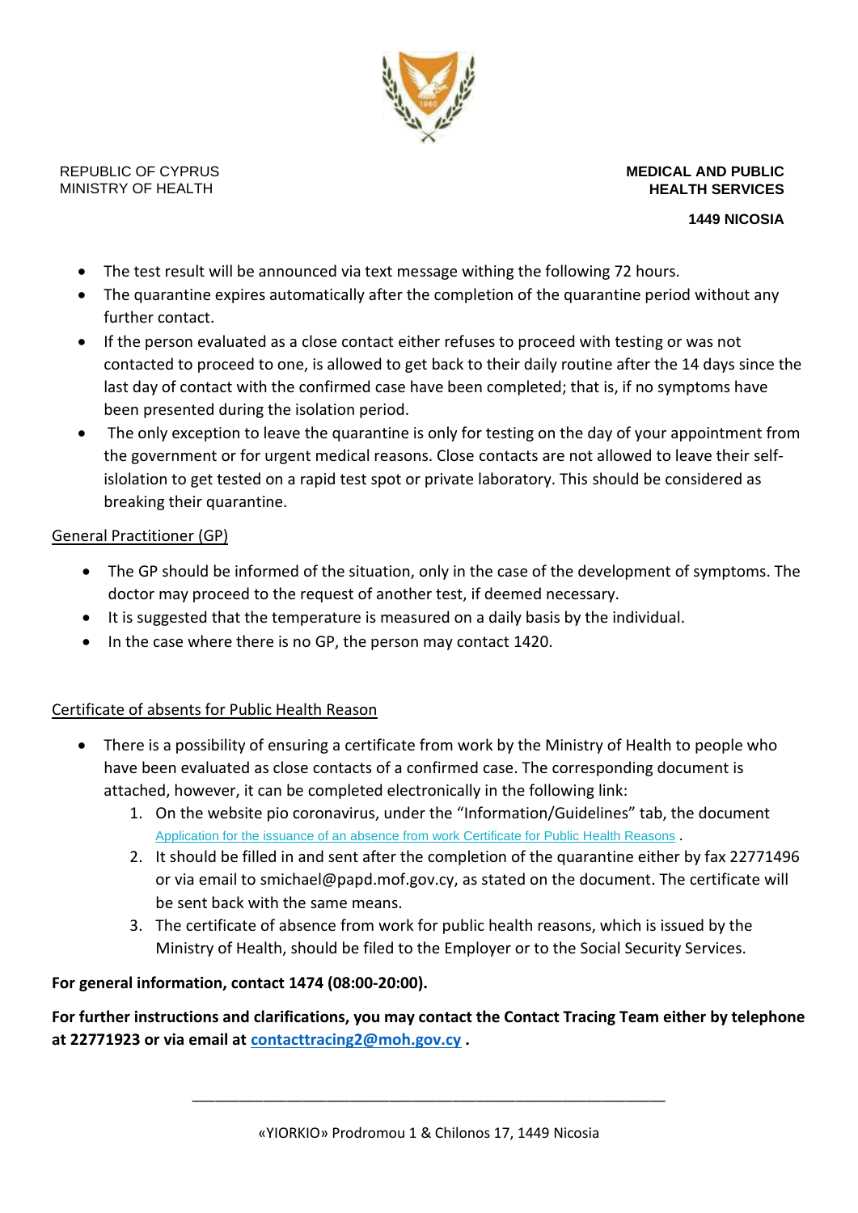- The test result will be announced via text message withing the following 72 hours.
- The quarantine expires automatically after the completion of the quarantine period without any further contact.
- If the person evaluated as a close contact either refuses to proceed with testing or was not contacted to proceed to one, is allowed to get back to their daily routine after the 14 days since the last day of contact with the confirmed case have been completed; that is, if no symptoms have been presented during the isolation period.
- The only exception to leave the quarantine is only for testing on the day of your appointment from the government or for urgent medical reasons. Close contacts are not allowed to leave their self-islolation to get tested on a rapid test spot or private laboratory. This should be considered as breaking their quarantine.

General Practitioner (GP)

- The GP should be informed of the situation, only in the case of the development of symptoms. The doctor may proceed to the request of another test, if deemed necessary.
- It is suggested that the temperature is measured on a daily basis by the individual.
- In the case where there is no GP, the person may contact 1420.

Certificate of absents for Public Health Reason

- There is a possibility of ensuring a certificate from work by the Ministry of Health to people who have been evaluated as close contacts of a confirmed case. The corresponding document is attached, however, it can be completed electronically in the following link:
  1. On the website pio coronavirus, under the "Information/Guidelines" tab, the document Application for the issuance of an absence from work Certificate for Public Health Reasons .
  2. It should be filled in and sent after the completion of the quarantine either by fax 22771496 or via email to smichael@papd.mof.gov.cy, as stated on the document. The certificate will be sent back with the same means.
  3. The certificate of absence from work for public health reasons, which is issued by the Ministry of Health, should be filed to the Employer or to the Social Security Services.

**For general information, contact 1474 (08:00-20:00).**

**For further instructions and clarifications, you may contact the Contact Tracing Team either by telephone at 22771923 or via email at contacttracing2@moh.gov.cy .**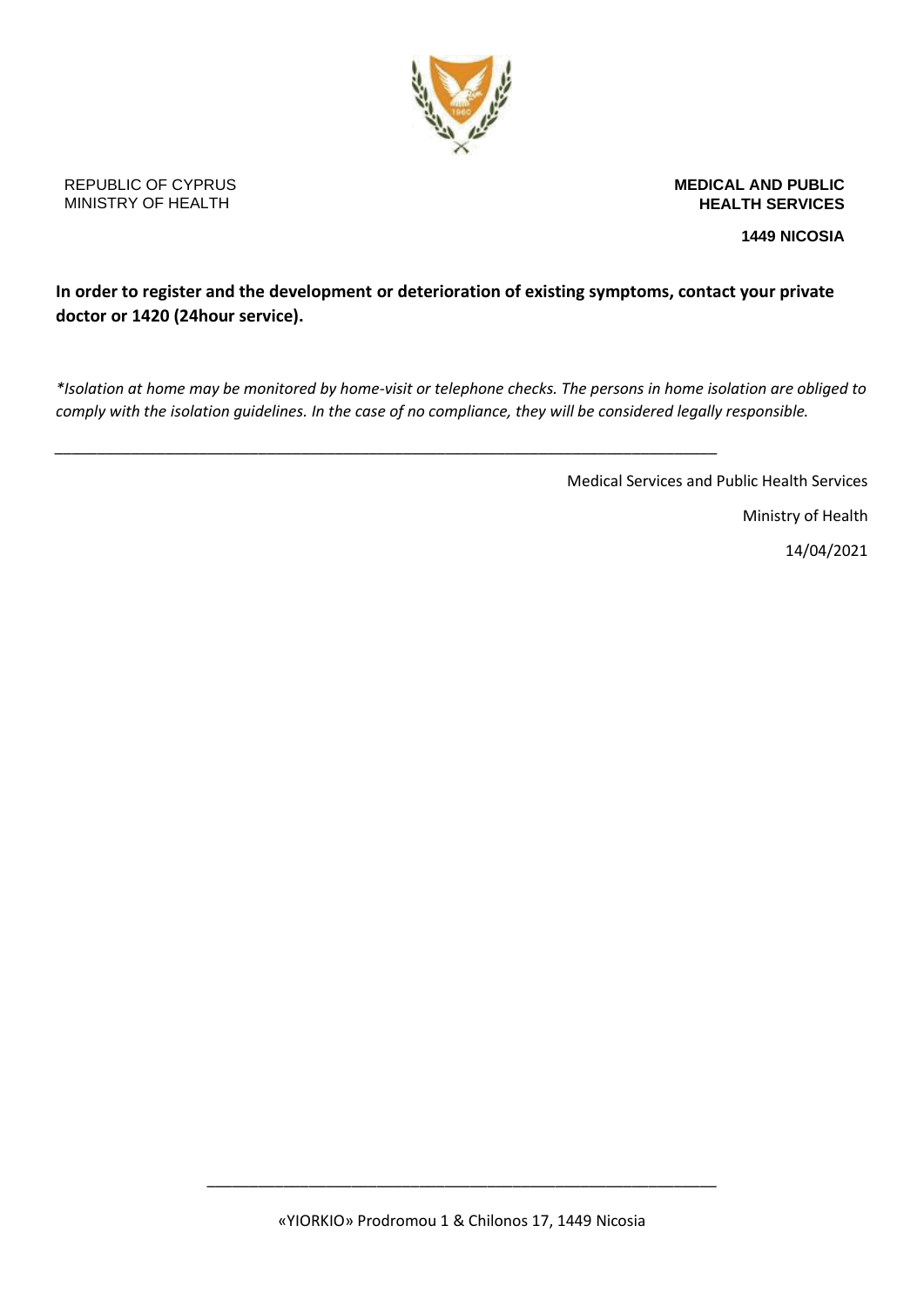REPUBLIC OF CYPRUS
MINISTRY OF HEALTH

**MEDICAL AND PUBLIC HEALTH SERVICES**

**1449 NICOSIA**

**In order to register and the development or deterioration of existing symptoms, contact your private doctor or 1420 (24hour service).**

*\*Isolation at home may be monitored by home-visit or telephone checks. The persons in home isolation are obliged to comply with the isolation guidelines. In the case of no compliance, they will be considered legally responsible.*

---

Medical Services and Public Health Services

Ministry of Health

14/04/2021

---

«YIORKIO» Prodromou 1 & Chilonos 17, 1449 Nicosia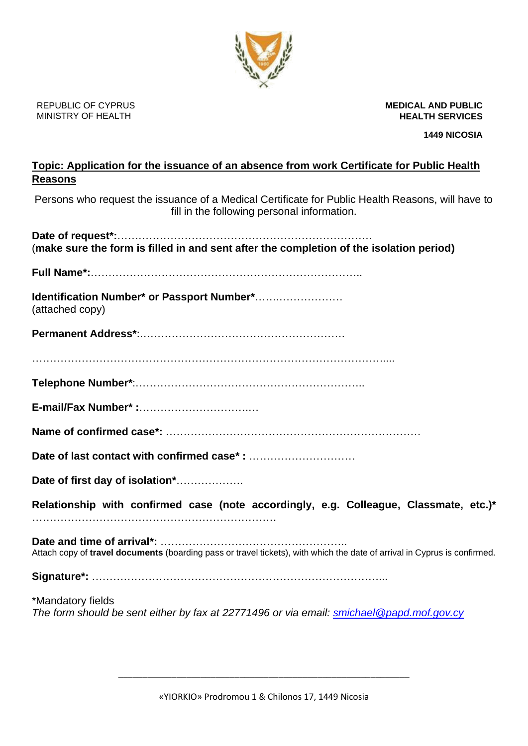REPUBLIC OF CYPRUS
MINISTRY OF HEALTH

**MEDICAL AND PUBLIC HEALTH SERVICES**

**1449 NICOSIA**

## Topic: Application for the issuance of an absence from work Certificate for Public Health Reasons

Persons who request the issuance of a Medical Certificate for Public Health Reasons, will have to fill in the following personal information.

**Date of request*:**……………………………………………………………… (**make sure the form is filled in and sent after the completion of the isolation period)**

**Full Name*:**…………………………………………………………………..

**Identification Number* or Passport Number***……..……………… (attached copy)

**Permanent Address***:………………………………………………….

……………………………………………………………………………………....

**Telephone Number***:………………………………………………………..

**E-mail/Fax Number* :**…………………………..…

**Name of confirmed case*:** ……………………………………………………………

**Date of last contact with confirmed case* :** …………………………

**Date of first day of isolation***……………….

**Relationship with confirmed case (note accordingly, e.g. Colleague, Classmate, etc.)*** ……………………………………………………………

**Date and time of arrival*:** ……………………………………………..

Attach copy of **travel documents** (boarding pass or travel tickets), with which the date of arrival in Cyprus is confirmed.

**Signature*:** ………………………………………………………………………...

*Mandatory fields

*The form should be sent either by fax at 22771496 or via email: smichael@papd.mof.gov.cy*

«YIORKIO» Prodromou 1 & Chilonos 17, 1449 Nicosia